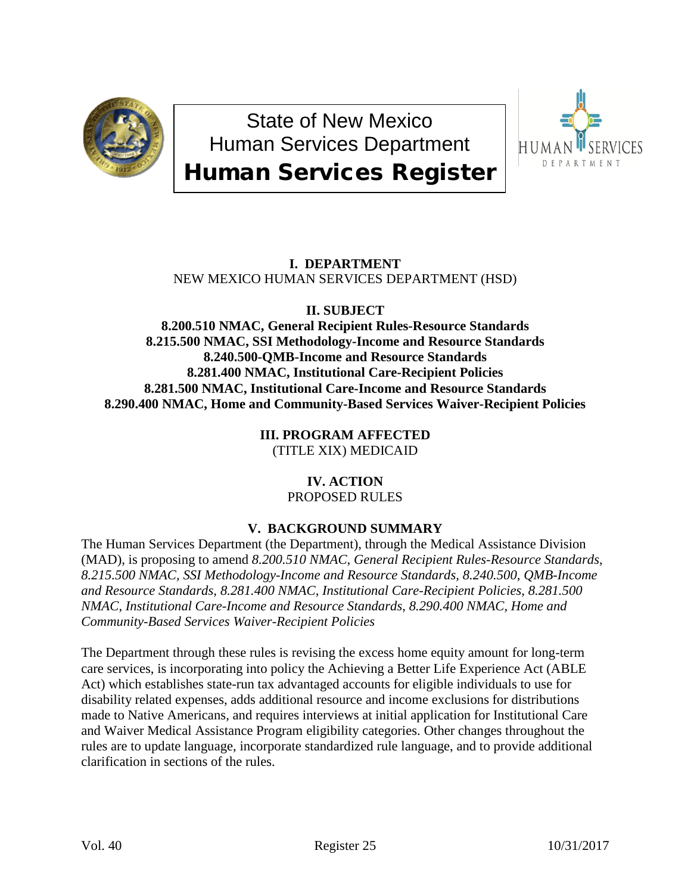# State of New Mexico
# Human Services Department
# Human Services Register

**I. DEPARTMENT**
NEW MEXICO HUMAN SERVICES DEPARTMENT (HSD)

**II. SUBJECT**
**8.200.510 NMAC, General Recipient Rules-Resource Standards**
**8.215.500 NMAC, SSI Methodology-Income and Resource Standards**
**8.240.500-QMB-Income and Resource Standards**
**8.281.400 NMAC, Institutional Care-Recipient Policies**
**8.281.500 NMAC, Institutional Care-Income and Resource Standards**
**8.290.400 NMAC, Home and Community-Based Services Waiver-Recipient Policies**

**III. PROGRAM AFFECTED**
(TITLE XIX) MEDICAID

**IV. ACTION**
PROPOSED RULES

**V. BACKGROUND SUMMARY**

The Human Services Department (the Department), through the Medical Assistance Division (MAD), is proposing to amend *8.200.510 NMAC, General Recipient Rules-Resource Standards, 8.215.500 NMAC, SSI Methodology-Income and Resource Standards, 8.240.500, QMB-Income and Resource Standards, 8.281.400 NMAC, Institutional Care-Recipient Policies, 8.281.500 NMAC, Institutional Care-Income and Resource Standards, 8.290.400 NMAC, Home and Community-Based Services Waiver-Recipient Policies*

The Department through these rules is revising the excess home equity amount for long-term care services, is incorporating into policy the Achieving a Better Life Experience Act (ABLE Act) which establishes state-run tax advantaged accounts for eligible individuals to use for disability related expenses, adds additional resource and income exclusions for distributions made to Native Americans, and requires interviews at initial application for Institutional Care and Waiver Medical Assistance Program eligibility categories. Other changes throughout the rules are to update language, incorporate standardized rule language, and to provide additional clarification in sections of the rules.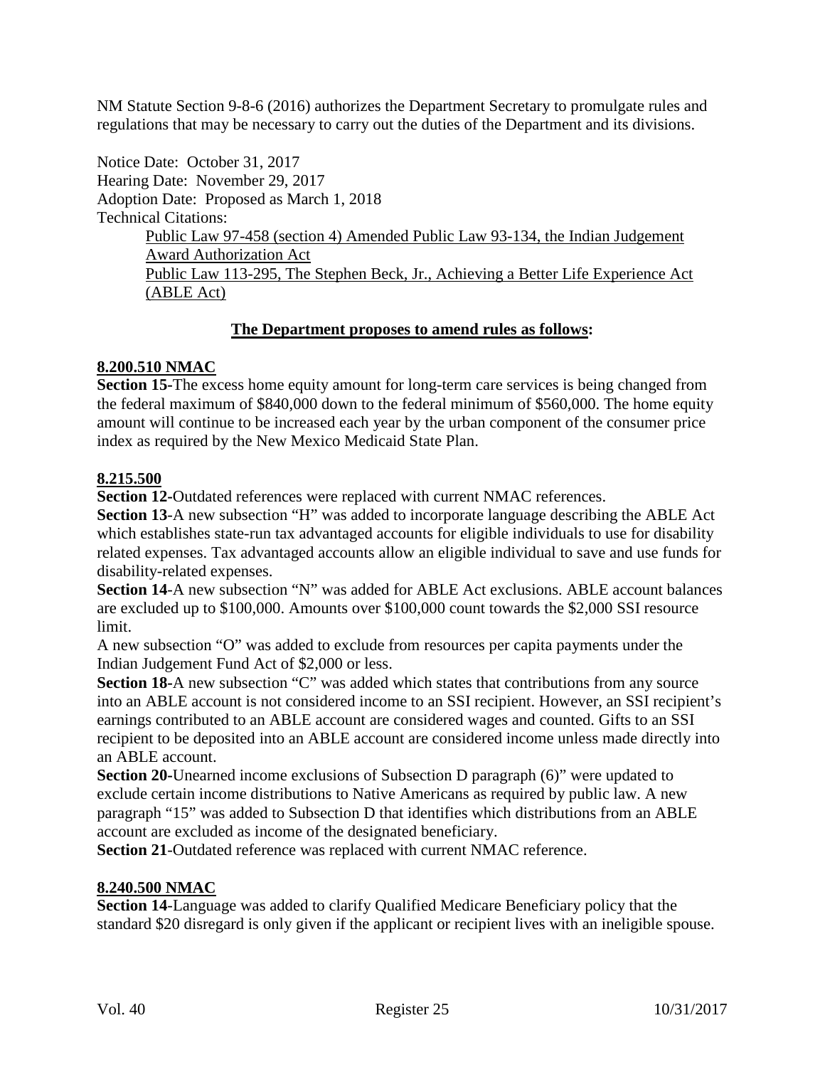NM Statute Section 9-8-6 (2016) authorizes the Department Secretary to promulgate rules and regulations that may be necessary to carry out the duties of the Department and its divisions.

Notice Date: October 31, 2017
Hearing Date: November 29, 2017
Adoption Date: Proposed as March 1, 2018
Technical Citations:

Public Law 97-458 (section 4) Amended Public Law 93-134, the Indian Judgement Award Authorization Act
Public Law 113-295, The Stephen Beck, Jr., Achieving a Better Life Experience Act (ABLE Act)

**The Department proposes to amend rules as follows:**

**8.200.510 NMAC**
**Section 15-**The excess home equity amount for long-term care services is being changed from the federal maximum of $840,000 down to the federal minimum of $560,000. The home equity amount will continue to be increased each year by the urban component of the consumer price index as required by the New Mexico Medicaid State Plan.

**8.215.500**
**Section 12-**Outdated references were replaced with current NMAC references.
**Section 13**-A new subsection "H" was added to incorporate language describing the ABLE Act which establishes state-run tax advantaged accounts for eligible individuals to use for disability related expenses. Tax advantaged accounts allow an eligible individual to save and use funds for disability-related expenses.
**Section 14**-A new subsection "N" was added for ABLE Act exclusions. ABLE account balances are excluded up to $100,000. Amounts over $100,000 count towards the $2,000 SSI resource limit.
A new subsection "O" was added to exclude from resources per capita payments under the Indian Judgement Fund Act of $2,000 or less.
**Section 18-**A new subsection "C" was added which states that contributions from any source into an ABLE account is not considered income to an SSI recipient. However, an SSI recipient's earnings contributed to an ABLE account are considered wages and counted. Gifts to an SSI recipient to be deposited into an ABLE account are considered income unless made directly into an ABLE account.
**Section 20-**Unearned income exclusions of Subsection D paragraph (6)" were updated to exclude certain income distributions to Native Americans as required by public law. A new paragraph "15" was added to Subsection D that identifies which distributions from an ABLE account are excluded as income of the designated beneficiary.
**Section 21**-Outdated reference was replaced with current NMAC reference.

**8.240.500 NMAC**
**Section 14**-Language was added to clarify Qualified Medicare Beneficiary policy that the standard $20 disregard is only given if the applicant or recipient lives with an ineligible spouse.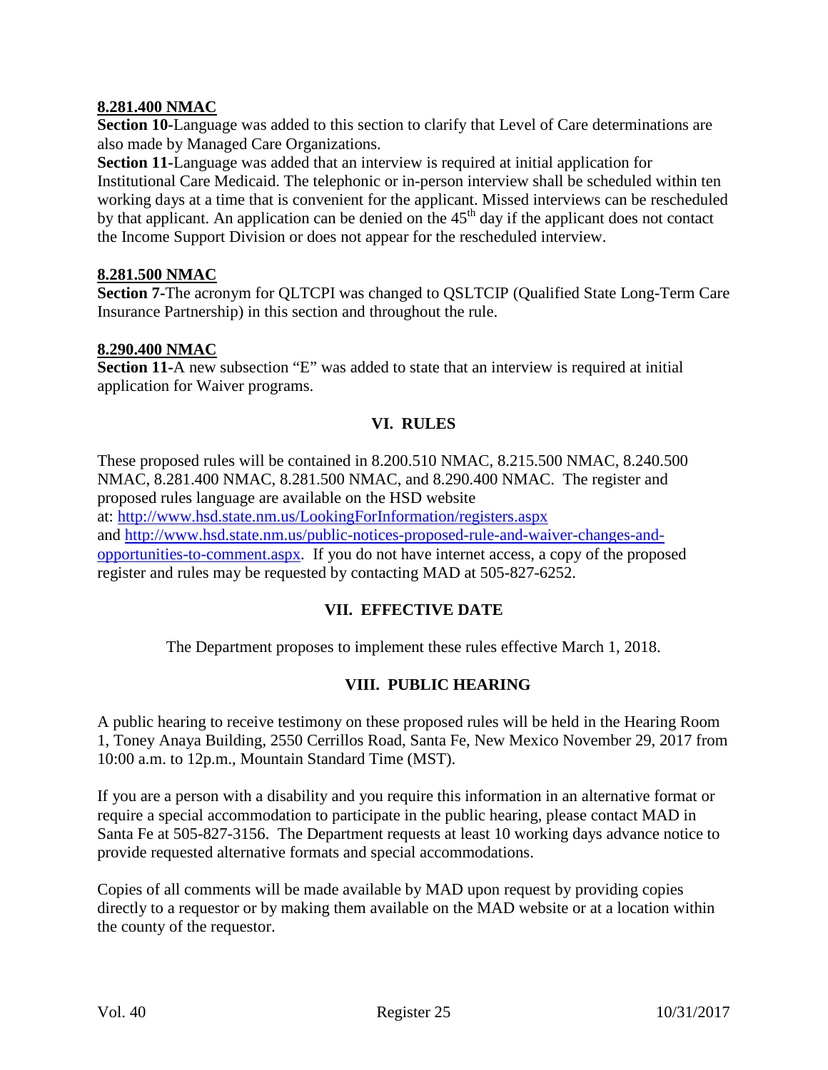**8.281.400 NMAC**

**Section 10-**Language was added to this section to clarify that Level of Care determinations are also made by Managed Care Organizations.

**Section 11-**Language was added that an interview is required at initial application for Institutional Care Medicaid. The telephonic or in-person interview shall be scheduled within ten working days at a time that is convenient for the applicant. Missed interviews can be rescheduled by that applicant. An application can be denied on the 45th day if the applicant does not contact the Income Support Division or does not appear for the rescheduled interview.

**8.281.500 NMAC**

**Section 7-**The acronym for QLTCPI was changed to QSLTCIP (Qualified State Long-Term Care Insurance Partnership) in this section and throughout the rule.

**8.290.400 NMAC**

**Section 11-**A new subsection "E" was added to state that an interview is required at initial application for Waiver programs.

## VI. RULES

These proposed rules will be contained in 8.200.510 NMAC, 8.215.500 NMAC, 8.240.500 NMAC, 8.281.400 NMAC, 8.281.500 NMAC, and 8.290.400 NMAC. The register and proposed rules language are available on the HSD website at: http://www.hsd.state.nm.us/LookingForInformation/registers.aspx and http://www.hsd.state.nm.us/public-notices-proposed-rule-and-waiver-changes-and-opportunities-to-comment.aspx. If you do not have internet access, a copy of the proposed register and rules may be requested by contacting MAD at 505-827-6252.

## VII. EFFECTIVE DATE

The Department proposes to implement these rules effective March 1, 2018.

## VIII. PUBLIC HEARING

A public hearing to receive testimony on these proposed rules will be held in the Hearing Room 1, Toney Anaya Building, 2550 Cerrillos Road, Santa Fe, New Mexico November 29, 2017 from 10:00 a.m. to 12p.m., Mountain Standard Time (MST).

If you are a person with a disability and you require this information in an alternative format or require a special accommodation to participate in the public hearing, please contact MAD in Santa Fe at 505-827-3156. The Department requests at least 10 working days advance notice to provide requested alternative formats and special accommodations.

Copies of all comments will be made available by MAD upon request by providing copies directly to a requestor or by making them available on the MAD website or at a location within the county of the requestor.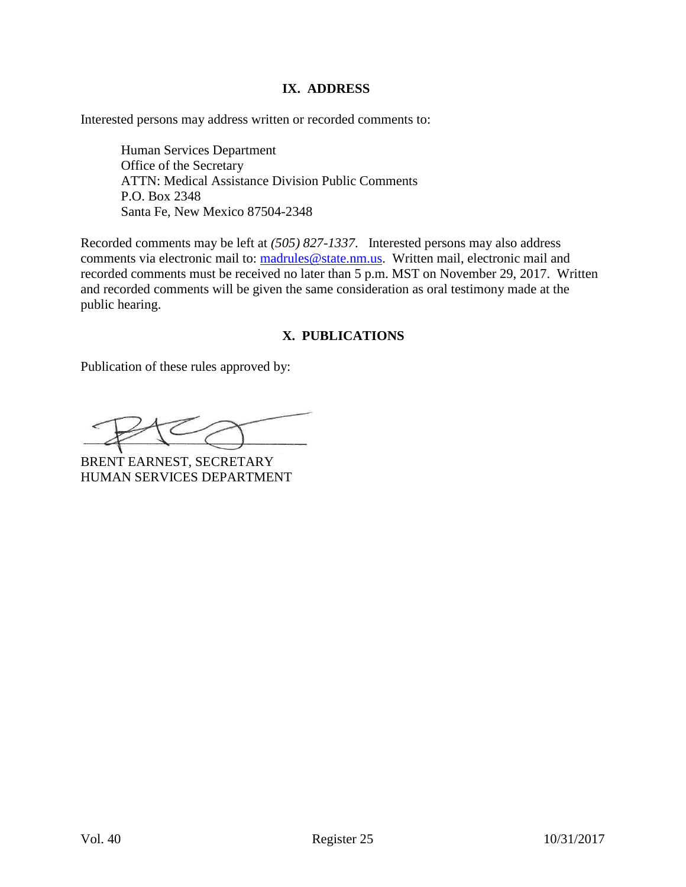## IX. ADDRESS

Interested persons may address written or recorded comments to:

Human Services Department
Office of the Secretary
ATTN: Medical Assistance Division Public Comments
P.O. Box 2348
Santa Fe, New Mexico 87504-2348

Recorded comments may be left at *(505) 827-1337*. Interested persons may also address comments via electronic mail to: madrules@state.nm.us. Written mail, electronic mail and recorded comments must be received no later than 5 p.m. MST on November 29, 2017. Written and recorded comments will be given the same consideration as oral testimony made at the public hearing.

## X. PUBLICATIONS

Publication of these rules approved by:

BRENT EARNEST, SECRETARY
HUMAN SERVICES DEPARTMENT